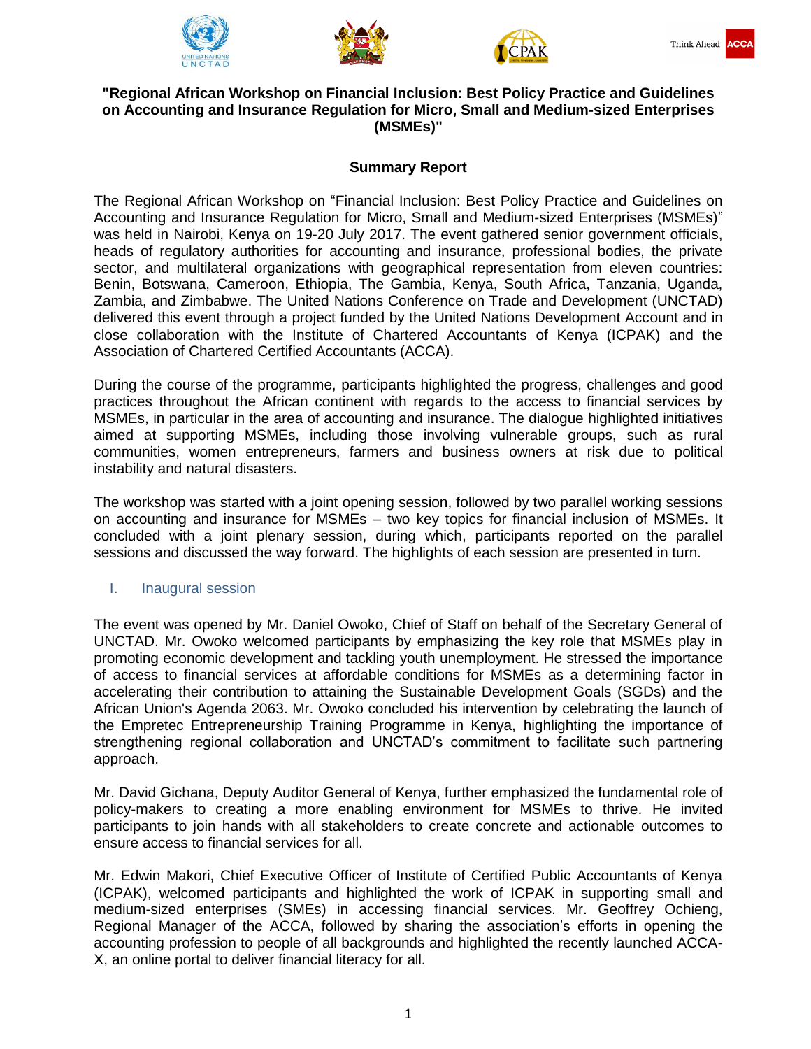**"Regional African Workshop on Financial Inclusion: Best Policy Practice and Guidelines on Accounting and Insurance Regulation for Micro, Small and Medium-sized Enterprises (MSMEs)"**

## Summary Report

The Regional African Workshop on "Financial Inclusion: Best Policy Practice and Guidelines on Accounting and Insurance Regulation for Micro, Small and Medium-sized Enterprises (MSMEs)" was held in Nairobi, Kenya on 19-20 July 2017. The event gathered senior government officials, heads of regulatory authorities for accounting and insurance, professional bodies, the private sector, and multilateral organizations with geographical representation from eleven countries: Benin, Botswana, Cameroon, Ethiopia, The Gambia, Kenya, South Africa, Tanzania, Uganda, Zambia, and Zimbabwe. The United Nations Conference on Trade and Development (UNCTAD) delivered this event through a project funded by the United Nations Development Account and in close collaboration with the Institute of Chartered Accountants of Kenya (ICPAK) and the Association of Chartered Certified Accountants (ACCA).

During the course of the programme, participants highlighted the progress, challenges and good practices throughout the African continent with regards to the access to financial services by MSMEs, in particular in the area of accounting and insurance. The dialogue highlighted initiatives aimed at supporting MSMEs, including those involving vulnerable groups, such as rural communities, women entrepreneurs, farmers and business owners at risk due to political instability and natural disasters.

The workshop was started with a joint opening session, followed by two parallel working sessions on accounting and insurance for MSMEs – two key topics for financial inclusion of MSMEs. It concluded with a joint plenary session, during which, participants reported on the parallel sessions and discussed the way forward. The highlights of each session are presented in turn.

### I. Inaugural session

The event was opened by Mr. Daniel Owoko, Chief of Staff on behalf of the Secretary General of UNCTAD. Mr. Owoko welcomed participants by emphasizing the key role that MSMEs play in promoting economic development and tackling youth unemployment. He stressed the importance of access to financial services at affordable conditions for MSMEs as a determining factor in accelerating their contribution to attaining the Sustainable Development Goals (SGDs) and the African Union's Agenda 2063. Mr. Owoko concluded his intervention by celebrating the launch of the Empretec Entrepreneurship Training Programme in Kenya, highlighting the importance of strengthening regional collaboration and UNCTAD's commitment to facilitate such partnering approach.

Mr. David Gichana, Deputy Auditor General of Kenya, further emphasized the fundamental role of policy-makers to creating a more enabling environment for MSMEs to thrive. He invited participants to join hands with all stakeholders to create concrete and actionable outcomes to ensure access to financial services for all.

Mr. Edwin Makori, Chief Executive Officer of Institute of Certified Public Accountants of Kenya (ICPAK), welcomed participants and highlighted the work of ICPAK in supporting small and medium-sized enterprises (SMEs) in accessing financial services. Mr. Geoffrey Ochieng, Regional Manager of the ACCA, followed by sharing the association's efforts in opening the accounting profession to people of all backgrounds and highlighted the recently launched ACCA-X, an online portal to deliver financial literacy for all.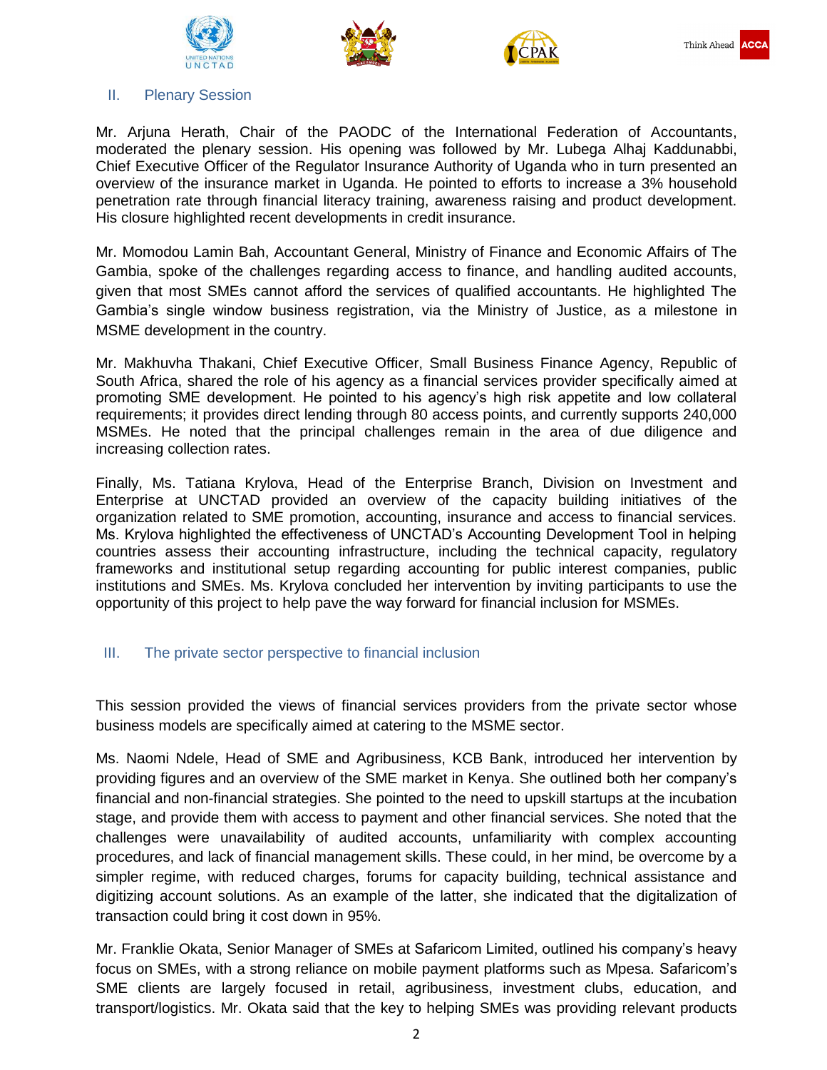## II. Plenary Session

Mr. Arjuna Herath, Chair of the PAODC of the International Federation of Accountants, moderated the plenary session. His opening was followed by Mr. Lubega Alhaj Kaddunabbi, Chief Executive Officer of the Regulator Insurance Authority of Uganda who in turn presented an overview of the insurance market in Uganda. He pointed to efforts to increase a 3% household penetration rate through financial literacy training, awareness raising and product development. His closure highlighted recent developments in credit insurance.

Mr. Momodou Lamin Bah, Accountant General, Ministry of Finance and Economic Affairs of The Gambia, spoke of the challenges regarding access to finance, and handling audited accounts, given that most SMEs cannot afford the services of qualified accountants. He highlighted The Gambia's single window business registration, via the Ministry of Justice, as a milestone in MSME development in the country.

Mr. Makhuvha Thakani, Chief Executive Officer, Small Business Finance Agency, Republic of South Africa, shared the role of his agency as a financial services provider specifically aimed at promoting SME development. He pointed to his agency's high risk appetite and low collateral requirements; it provides direct lending through 80 access points, and currently supports 240,000 MSMEs. He noted that the principal challenges remain in the area of due diligence and increasing collection rates.

Finally, Ms. Tatiana Krylova, Head of the Enterprise Branch, Division on Investment and Enterprise at UNCTAD provided an overview of the capacity building initiatives of the organization related to SME promotion, accounting, insurance and access to financial services. Ms. Krylova highlighted the effectiveness of UNCTAD's Accounting Development Tool in helping countries assess their accounting infrastructure, including the technical capacity, regulatory frameworks and institutional setup regarding accounting for public interest companies, public institutions and SMEs. Ms. Krylova concluded her intervention by inviting participants to use the opportunity of this project to help pave the way forward for financial inclusion for MSMEs.

## III. The private sector perspective to financial inclusion

This session provided the views of financial services providers from the private sector whose business models are specifically aimed at catering to the MSME sector.

Ms. Naomi Ndele, Head of SME and Agribusiness, KCB Bank, introduced her intervention by providing figures and an overview of the SME market in Kenya. She outlined both her company's financial and non-financial strategies. She pointed to the need to upskill startups at the incubation stage, and provide them with access to payment and other financial services. She noted that the challenges were unavailability of audited accounts, unfamiliarity with complex accounting procedures, and lack of financial management skills. These could, in her mind, be overcome by a simpler regime, with reduced charges, forums for capacity building, technical assistance and digitizing account solutions. As an example of the latter, she indicated that the digitalization of transaction could bring it cost down in 95%.

Mr. Franklie Okata, Senior Manager of SMEs at Safaricom Limited, outlined his company's heavy focus on SMEs, with a strong reliance on mobile payment platforms such as Mpesa. Safaricom's SME clients are largely focused in retail, agribusiness, investment clubs, education, and transport/logistics. Mr. Okata said that the key to helping SMEs was providing relevant products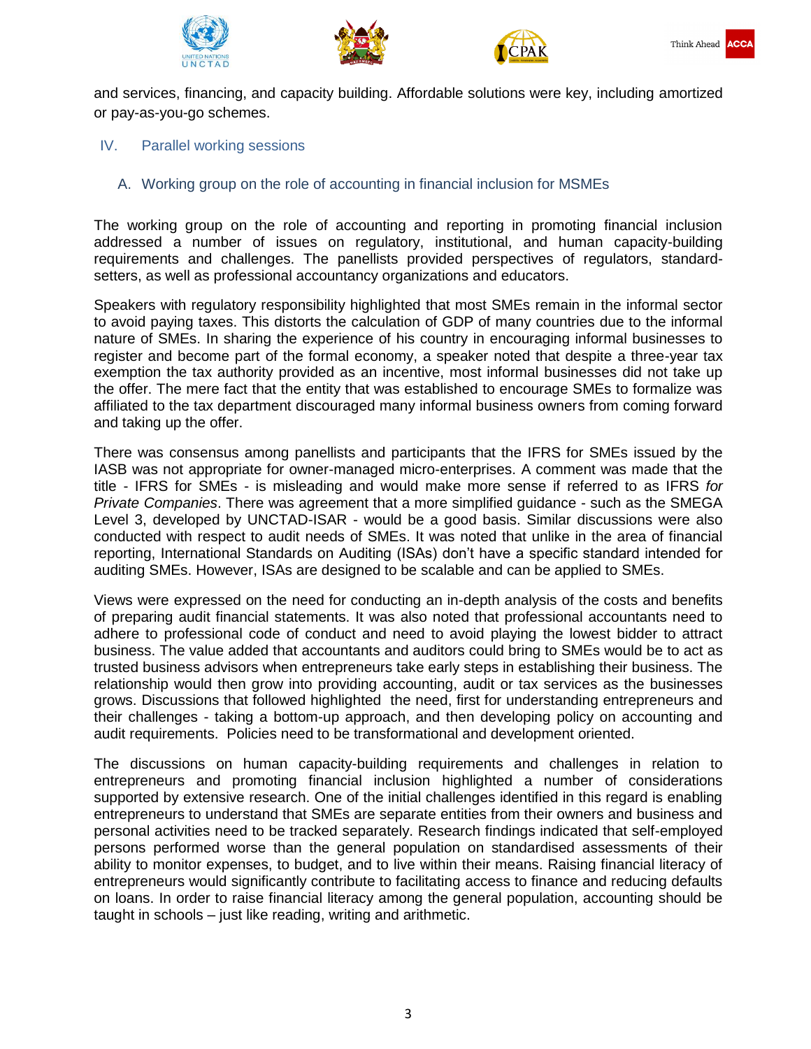and services, financing, and capacity building. Affordable solutions were key, including amortized or pay-as-you-go schemes.

## IV. Parallel working sessions

### A. Working group on the role of accounting in financial inclusion for MSMEs

The working group on the role of accounting and reporting in promoting financial inclusion addressed a number of issues on regulatory, institutional, and human capacity-building requirements and challenges. The panellists provided perspectives of regulators, standard-setters, as well as professional accountancy organizations and educators.

Speakers with regulatory responsibility highlighted that most SMEs remain in the informal sector to avoid paying taxes. This distorts the calculation of GDP of many countries due to the informal nature of SMEs. In sharing the experience of his country in encouraging informal businesses to register and become part of the formal economy, a speaker noted that despite a three-year tax exemption the tax authority provided as an incentive, most informal businesses did not take up the offer. The mere fact that the entity that was established to encourage SMEs to formalize was affiliated to the tax department discouraged many informal business owners from coming forward and taking up the offer.

There was consensus among panellists and participants that the IFRS for SMEs issued by the IASB was not appropriate for owner-managed micro-enterprises. A comment was made that the title - IFRS for SMEs - is misleading and would make more sense if referred to as IFRS *for Private Companies*. There was agreement that a more simplified guidance - such as the SMEGA Level 3, developed by UNCTAD-ISAR - would be a good basis. Similar discussions were also conducted with respect to audit needs of SMEs. It was noted that unlike in the area of financial reporting, International Standards on Auditing (ISAs) don't have a specific standard intended for auditing SMEs. However, ISAs are designed to be scalable and can be applied to SMEs.

Views were expressed on the need for conducting an in-depth analysis of the costs and benefits of preparing audit financial statements. It was also noted that professional accountants need to adhere to professional code of conduct and need to avoid playing the lowest bidder to attract business. The value added that accountants and auditors could bring to SMEs would be to act as trusted business advisors when entrepreneurs take early steps in establishing their business. The relationship would then grow into providing accounting, audit or tax services as the businesses grows. Discussions that followed highlighted the need, first for understanding entrepreneurs and their challenges - taking a bottom-up approach, and then developing policy on accounting and audit requirements. Policies need to be transformational and development oriented.

The discussions on human capacity-building requirements and challenges in relation to entrepreneurs and promoting financial inclusion highlighted a number of considerations supported by extensive research. One of the initial challenges identified in this regard is enabling entrepreneurs to understand that SMEs are separate entities from their owners and business and personal activities need to be tracked separately. Research findings indicated that self-employed persons performed worse than the general population on standardised assessments of their ability to monitor expenses, to budget, and to live within their means. Raising financial literacy of entrepreneurs would significantly contribute to facilitating access to finance and reducing defaults on loans. In order to raise financial literacy among the general population, accounting should be taught in schools – just like reading, writing and arithmetic.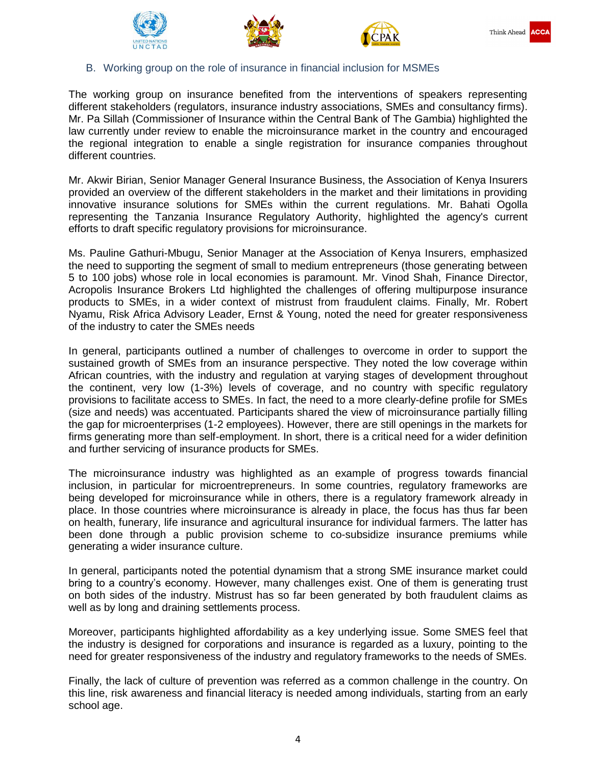## B. Working group on the role of insurance in financial inclusion for MSMEs

The working group on insurance benefited from the interventions of speakers representing different stakeholders (regulators, insurance industry associations, SMEs and consultancy firms). Mr. Pa Sillah (Commissioner of Insurance within the Central Bank of The Gambia) highlighted the law currently under review to enable the microinsurance market in the country and encouraged the regional integration to enable a single registration for insurance companies throughout different countries.

Mr. Akwir Birian, Senior Manager General Insurance Business, the Association of Kenya Insurers provided an overview of the different stakeholders in the market and their limitations in providing innovative insurance solutions for SMEs within the current regulations. Mr. Bahati Ogolla representing the Tanzania Insurance Regulatory Authority, highlighted the agency's current efforts to draft specific regulatory provisions for microinsurance.

Ms. Pauline Gathuri-Mbugu, Senior Manager at the Association of Kenya Insurers, emphasized the need to supporting the segment of small to medium entrepreneurs (those generating between 5 to 100 jobs) whose role in local economies is paramount. Mr. Vinod Shah, Finance Director, Acropolis Insurance Brokers Ltd highlighted the challenges of offering multipurpose insurance products to SMEs, in a wider context of mistrust from fraudulent claims. Finally, Mr. Robert Nyamu, Risk Africa Advisory Leader, Ernst & Young, noted the need for greater responsiveness of the industry to cater the SMEs needs

In general, participants outlined a number of challenges to overcome in order to support the sustained growth of SMEs from an insurance perspective. They noted the low coverage within African countries, with the industry and regulation at varying stages of development throughout the continent, very low (1-3%) levels of coverage, and no country with specific regulatory provisions to facilitate access to SMEs. In fact, the need to a more clearly-define profile for SMEs (size and needs) was accentuated. Participants shared the view of microinsurance partially filling the gap for microenterprises (1-2 employees). However, there are still openings in the markets for firms generating more than self-employment. In short, there is a critical need for a wider definition and further servicing of insurance products for SMEs.

The microinsurance industry was highlighted as an example of progress towards financial inclusion, in particular for microentrepreneurs. In some countries, regulatory frameworks are being developed for microinsurance while in others, there is a regulatory framework already in place. In those countries where microinsurance is already in place, the focus has thus far been on health, funerary, life insurance and agricultural insurance for individual farmers. The latter has been done through a public provision scheme to co-subsidize insurance premiums while generating a wider insurance culture.

In general, participants noted the potential dynamism that a strong SME insurance market could bring to a country's economy. However, many challenges exist. One of them is generating trust on both sides of the industry. Mistrust has so far been generated by both fraudulent claims as well as by long and draining settlements process.

Moreover, participants highlighted affordability as a key underlying issue. Some SMES feel that the industry is designed for corporations and insurance is regarded as a luxury, pointing to the need for greater responsiveness of the industry and regulatory frameworks to the needs of SMEs.

Finally, the lack of culture of prevention was referred as a common challenge in the country. On this line, risk awareness and financial literacy is needed among individuals, starting from an early school age.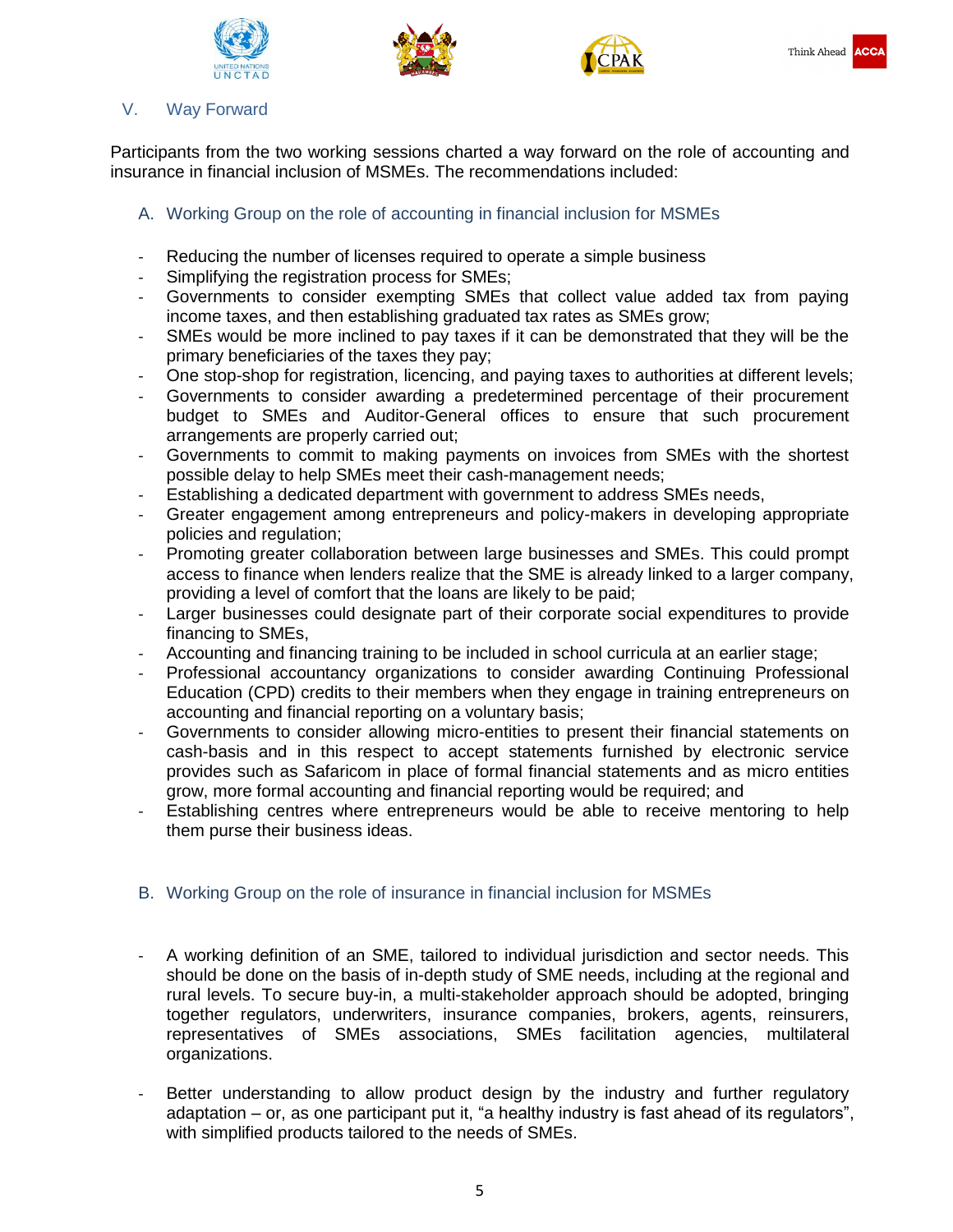## V. Way Forward

Participants from the two working sessions charted a way forward on the role of accounting and insurance in financial inclusion of MSMEs. The recommendations included:

### A. Working Group on the role of accounting in financial inclusion for MSMEs

- Reducing the number of licenses required to operate a simple business
- Simplifying the registration process for SMEs;
- Governments to consider exempting SMEs that collect value added tax from paying income taxes, and then establishing graduated tax rates as SMEs grow;
- SMEs would be more inclined to pay taxes if it can be demonstrated that they will be the primary beneficiaries of the taxes they pay;
- One stop-shop for registration, licencing, and paying taxes to authorities at different levels;
- Governments to consider awarding a predetermined percentage of their procurement budget to SMEs and Auditor-General offices to ensure that such procurement arrangements are properly carried out;
- Governments to commit to making payments on invoices from SMEs with the shortest possible delay to help SMEs meet their cash-management needs;
- Establishing a dedicated department with government to address SMEs needs,
- Greater engagement among entrepreneurs and policy-makers in developing appropriate policies and regulation;
- Promoting greater collaboration between large businesses and SMEs. This could prompt access to finance when lenders realize that the SME is already linked to a larger company, providing a level of comfort that the loans are likely to be paid;
- Larger businesses could designate part of their corporate social expenditures to provide financing to SMEs,
- Accounting and financing training to be included in school curricula at an earlier stage;
- Professional accountancy organizations to consider awarding Continuing Professional Education (CPD) credits to their members when they engage in training entrepreneurs on accounting and financial reporting on a voluntary basis;
- Governments to consider allowing micro-entities to present their financial statements on cash-basis and in this respect to accept statements furnished by electronic service provides such as Safaricom in place of formal financial statements and as micro entities grow, more formal accounting and financial reporting would be required; and
- Establishing centres where entrepreneurs would be able to receive mentoring to help them purse their business ideas.

### B. Working Group on the role of insurance in financial inclusion for MSMEs

- A working definition of an SME, tailored to individual jurisdiction and sector needs. This should be done on the basis of in-depth study of SME needs, including at the regional and rural levels. To secure buy-in, a multi-stakeholder approach should be adopted, bringing together regulators, underwriters, insurance companies, brokers, agents, reinsurers, representatives of SMEs associations, SMEs facilitation agencies, multilateral organizations.

- Better understanding to allow product design by the industry and further regulatory adaptation – or, as one participant put it, "a healthy industry is fast ahead of its regulators", with simplified products tailored to the needs of SMEs.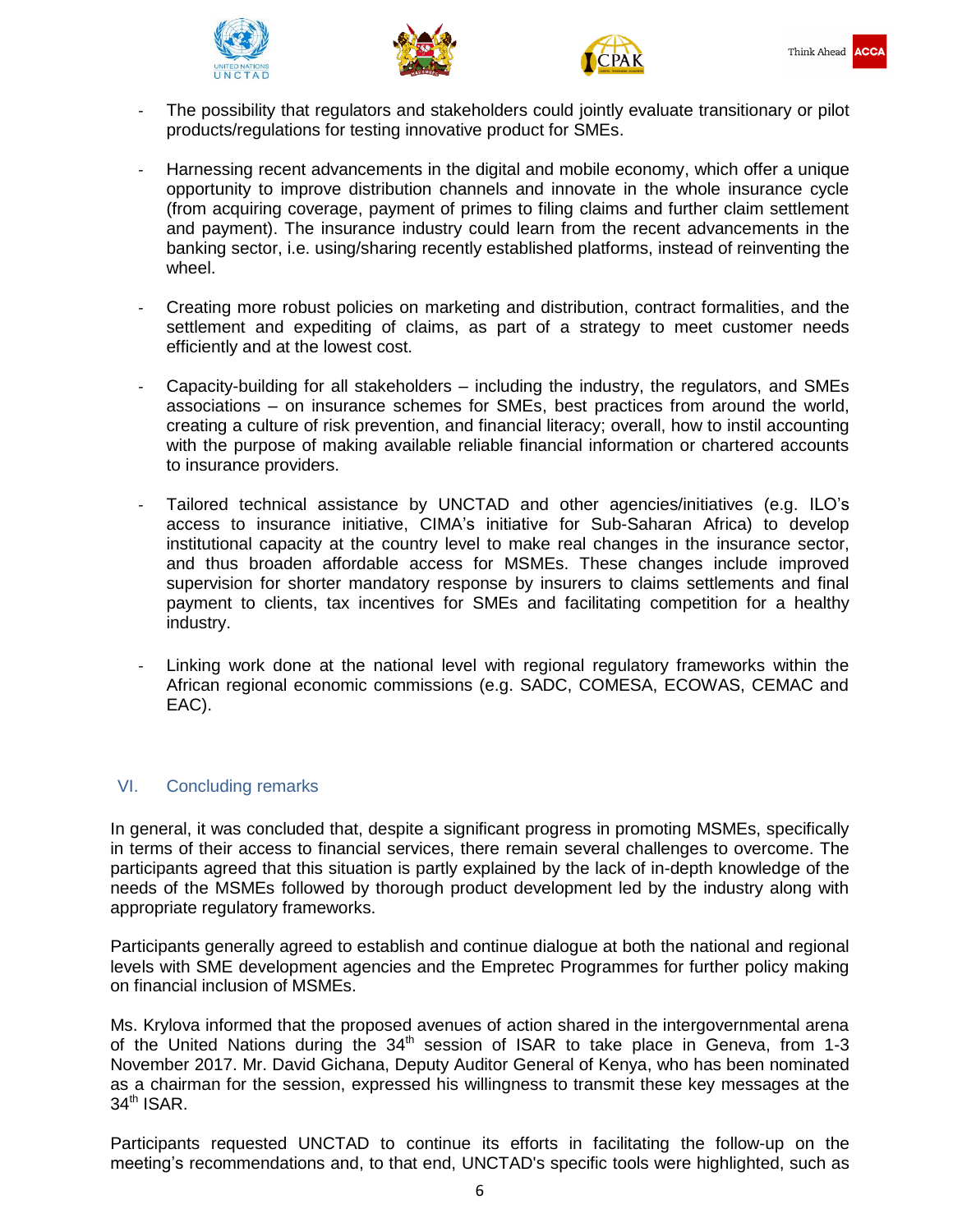- The possibility that regulators and stakeholders could jointly evaluate transitionary or pilot products/regulations for testing innovative product for SMEs.

- Harnessing recent advancements in the digital and mobile economy, which offer a unique opportunity to improve distribution channels and innovate in the whole insurance cycle (from acquiring coverage, payment of primes to filing claims and further claim settlement and payment). The insurance industry could learn from the recent advancements in the banking sector, i.e. using/sharing recently established platforms, instead of reinventing the wheel.

- Creating more robust policies on marketing and distribution, contract formalities, and the settlement and expediting of claims, as part of a strategy to meet customer needs efficiently and at the lowest cost.

- Capacity-building for all stakeholders – including the industry, the regulators, and SMEs associations – on insurance schemes for SMEs, best practices from around the world, creating a culture of risk prevention, and financial literacy; overall, how to instil accounting with the purpose of making available reliable financial information or chartered accounts to insurance providers.

- Tailored technical assistance by UNCTAD and other agencies/initiatives (e.g. ILO's access to insurance initiative, CIMA's initiative for Sub-Saharan Africa) to develop institutional capacity at the country level to make real changes in the insurance sector, and thus broaden affordable access for MSMEs. These changes include improved supervision for shorter mandatory response by insurers to claims settlements and final payment to clients, tax incentives for SMEs and facilitating competition for a healthy industry.

- Linking work done at the national level with regional regulatory frameworks within the African regional economic commissions (e.g. SADC, COMESA, ECOWAS, CEMAC and EAC).

## VI. Concluding remarks

In general, it was concluded that, despite a significant progress in promoting MSMEs, specifically in terms of their access to financial services, there remain several challenges to overcome. The participants agreed that this situation is partly explained by the lack of in-depth knowledge of the needs of the MSMEs followed by thorough product development led by the industry along with appropriate regulatory frameworks.

Participants generally agreed to establish and continue dialogue at both the national and regional levels with SME development agencies and the Empretec Programmes for further policy making on financial inclusion of MSMEs.

Ms. Krylova informed that the proposed avenues of action shared in the intergovernmental arena of the United Nations during the 34th session of ISAR to take place in Geneva, from 1-3 November 2017. Mr. David Gichana, Deputy Auditor General of Kenya, who has been nominated as a chairman for the session, expressed his willingness to transmit these key messages at the 34th ISAR.

Participants requested UNCTAD to continue its efforts in facilitating the follow-up on the meeting's recommendations and, to that end, UNCTAD's specific tools were highlighted, such as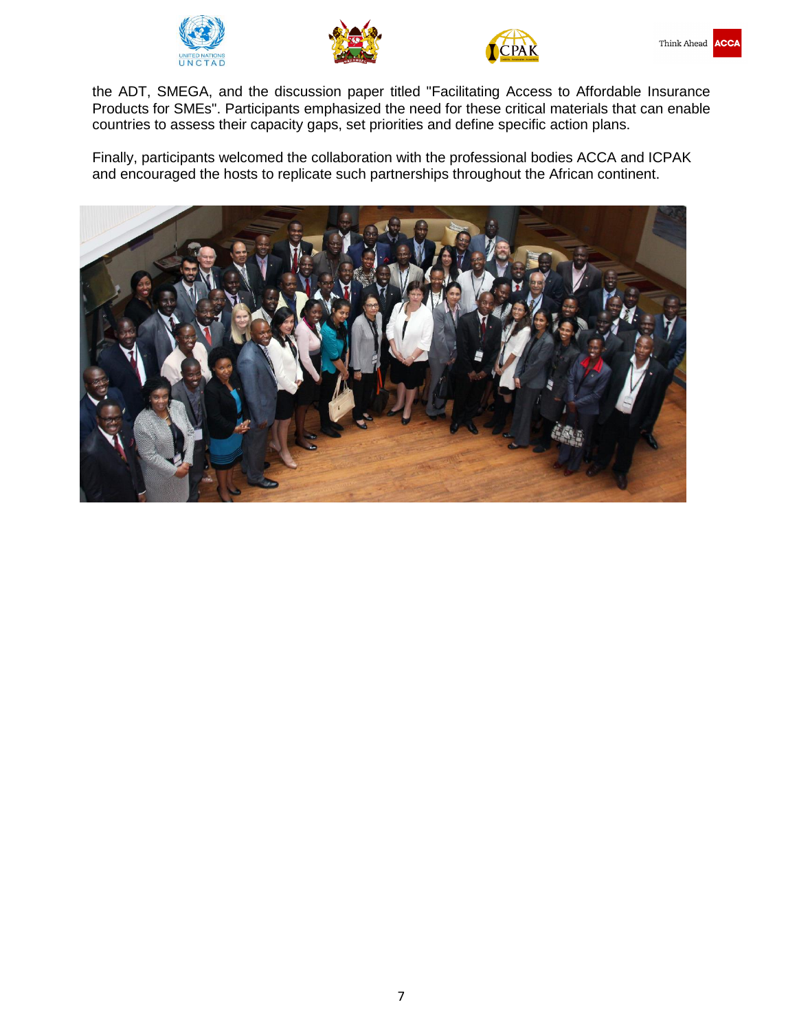the ADT, SMEGA, and the discussion paper titled "Facilitating Access to Affordable Insurance Products for SMEs". Participants emphasized the need for these critical materials that can enable countries to assess their capacity gaps, set priorities and define specific action plans.

Finally, participants welcomed the collaboration with the professional bodies ACCA and ICPAK and encouraged the hosts to replicate such partnerships throughout the African continent.